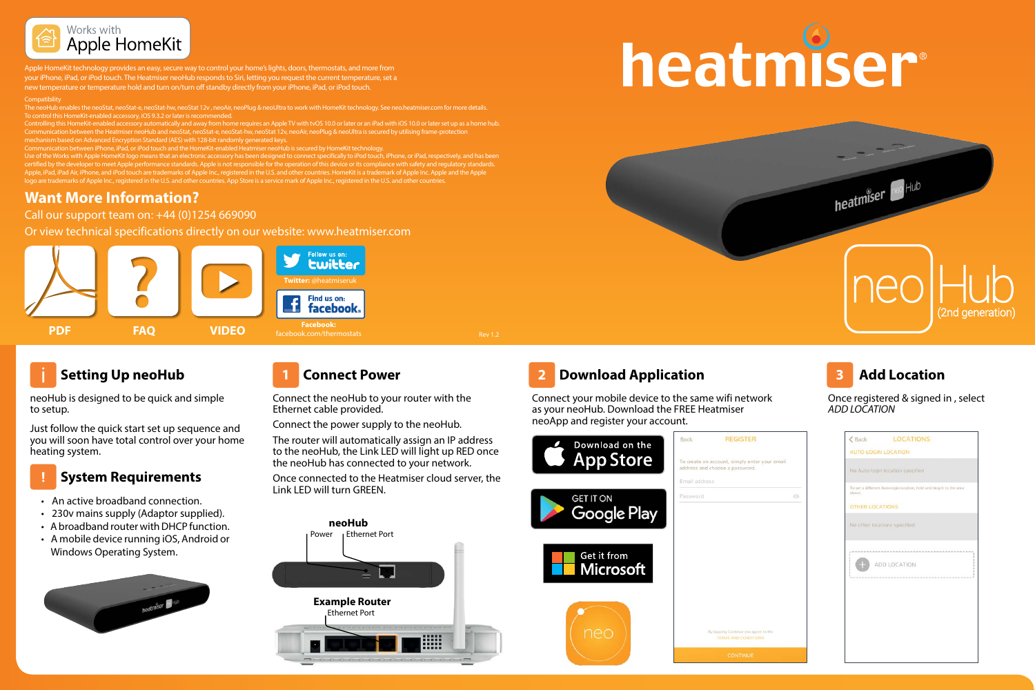Works with Apple HomeKit

Apple HomeKit technology provides an easy, secure way to control your home's lights, doors, thermostats, and more from your iPhone, iPad, or iPod touch. The Heatmiser neoHub responds to Siri, letting you request the current temperature, set a new temperature or temperature hold and turn on/turn off standby directly from your iPhone, iPad, or iPod touch.

Compatibility
The neoHub enables the neoStat, neoStat-e, neoStat-hw, neoStat 12v , neoAir, neoPlug & neoUltra to work with HomeKit technology. See neo.heatmiser.com for more details.
To control this HomeKit-enabled accessory, iOS 9.3.2 or later is recommended.
Controlling this HomeKit-enabled accessory automatically and away from home requires an Apple TV with tvOS 10.0 or later or an iPad with iOS 10.0 or later set up as a home hub.
Communication between the Heatmiser neoHub and neoStat, neoStat-e, neoStat-hw, neoStat 12v, neoAir, neoPlug & neoUltra is secured by utilising frame-protection mechanism based on Advanced Encryption Standard (AES) with 128-bit randomly generated keys.
Communication between iPhone, iPad, or iPod touch and the HomeKit-enabled Heatmiser neoHub is secured by HomeKit technology.
Use of the Works with Apple HomeKit logo means that an electronic accessory has been designed to connect specifically to iPod touch, iPhone, or iPad, respectively, and has been certified by the developer to meet Apple performance standards. Apple is not responsible for the operation of this device or its compliance with safety and regulatory standards.
Apple, iPad, iPad Air, iPhone, and iPod touch are trademarks of Apple Inc., registered in the U.S. and other countries. HomeKit is a trademark of Apple Inc. Apple and the Apple logo are trademarks of Apple Inc., registered in the U.S. and other countries. App Store is a service mark of Apple Inc., registered in the U.S. and other countries.

## Want More Information?

Call our support team on: +44 (0)1254 669090

Or view technical specifications directly on our website: www.heatmiser.com

PDF | FAQ | VIDEO

Twitter: @heatmiseruk

Facebook: facebook.com/thermostats

Rev 1.2

# heatmiser

## neoHub (2nd generation)

## Setting Up neoHub

neoHub is designed to be quick and simple to setup.

Just follow the quick start set up sequence and you will soon have total control over your home heating system.

## System Requirements

- An active broadband connection.
- 230v mains supply (Adaptor supplied).
- A broadband router with DHCP function.
- A mobile device running iOS, Android or Windows Operating System.

## 1 Connect Power

Connect the neoHub to your router with the Ethernet cable provided.

Connect the power supply to the neoHub.

The router will automatically assign an IP address to the neoHub, the Link LED will light up RED once the neoHub has connected to your network.

Once connected to the Heatmiser cloud server, the Link LED will turn GREEN.

**neoHub**
Power — Ethernet Port

**Example Router**
Ethernet Port

## 2 Download Application

Connect your mobile device to the same wifi network as your neoHub. Download the FREE Heatmiser neoApp and register your account.

Download on the App Store

GET IT ON Google Play

Get it from Microsoft

Back — REGISTER
To create an account, simply enter your email address and choose a password.
Email address
Password
By tapping Continue you agree to the TERMS AND CONDITIONS
CONTINUE

## 3 Add Location

Once registered & signed in , select *ADD LOCATION*

Back — LOCATIONS
AUTO-LOGIN LOCATION
No Auto-login location specified
To set a different Auto-login location, hold and drag it to the area above.
OTHER LOCATIONS
No other locations specified
ADD LOCATION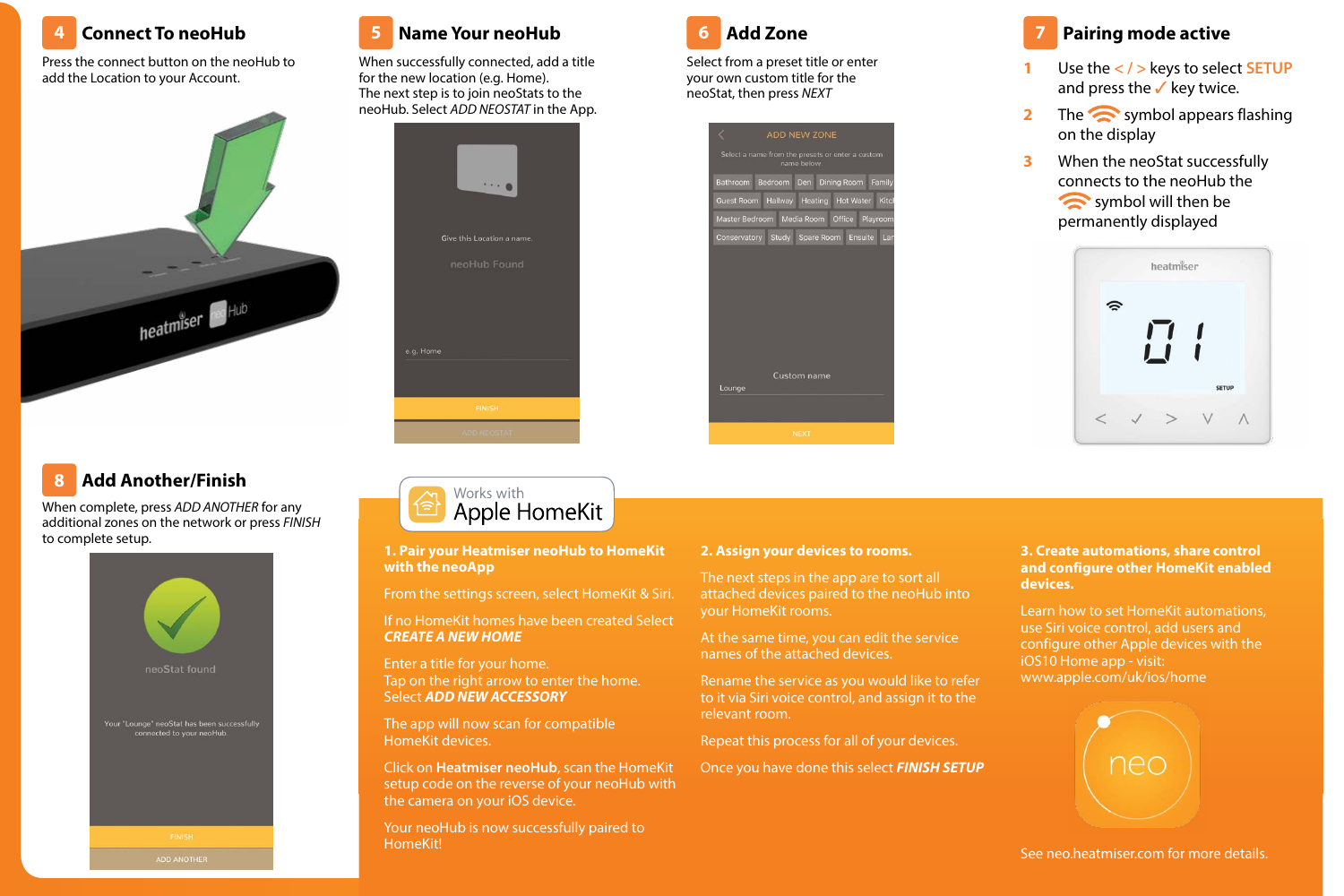## 4 Connect To neoHub

Press the connect button on the neoHub to add the Location to your Account.

## 5 Name Your neoHub

When successfully connected, add a title for the new location (e.g. Home).
The next step is to join neoStats to the neoHub. Select *ADD NEOSTAT* in the App.

## 6 Add Zone

Select from a preset title or enter your own custom title for the neoStat, then press *NEXT*

## 7 Pairing mode active

1. Use the < / > keys to select SETUP and press the ✓ key twice.
2. The symbol appears flashing on the display
3. When the neoStat successfully connects to the neoHub the symbol will then be permanently displayed

## 8 Add Another/Finish

When complete, press *ADD ANOTHER* for any additional zones on the network or press *FINISH* to complete setup.

Works with Apple HomeKit

**1. Pair your Heatmiser neoHub to HomeKit with the neoApp**

From the settings screen, select HomeKit & Siri.

If no HomeKit homes have been created Select ***CREATE A NEW HOME***

Enter a title for your home.
Tap on the right arrow to enter the home.
Select ***ADD NEW ACCESSORY***

The app will now scan for compatible HomeKit devices.

Click on **Heatmiser neoHub**, scan the HomeKit setup code on the reverse of your neoHub with the camera on your iOS device.

Your neoHub is now successfully paired to HomeKit!

**2. Assign your devices to rooms.**

The next steps in the app are to sort all attached devices paired to the neoHub into your HomeKit rooms.

At the same time, you can edit the service names of the attached devices.

Rename the service as you would like to refer to it via Siri voice control, and assign it to the relevant room.

Repeat this process for all of your devices.

Once you have done this select ***FINISH SETUP***

**3. Create automations, share control and configure other HomeKit enabled devices.**

Learn how to set HomeKit automations, use Siri voice control, add users and configure other Apple devices with the iOS10 Home app - visit: www.apple.com/uk/ios/home

See neo.heatmiser.com for more details.